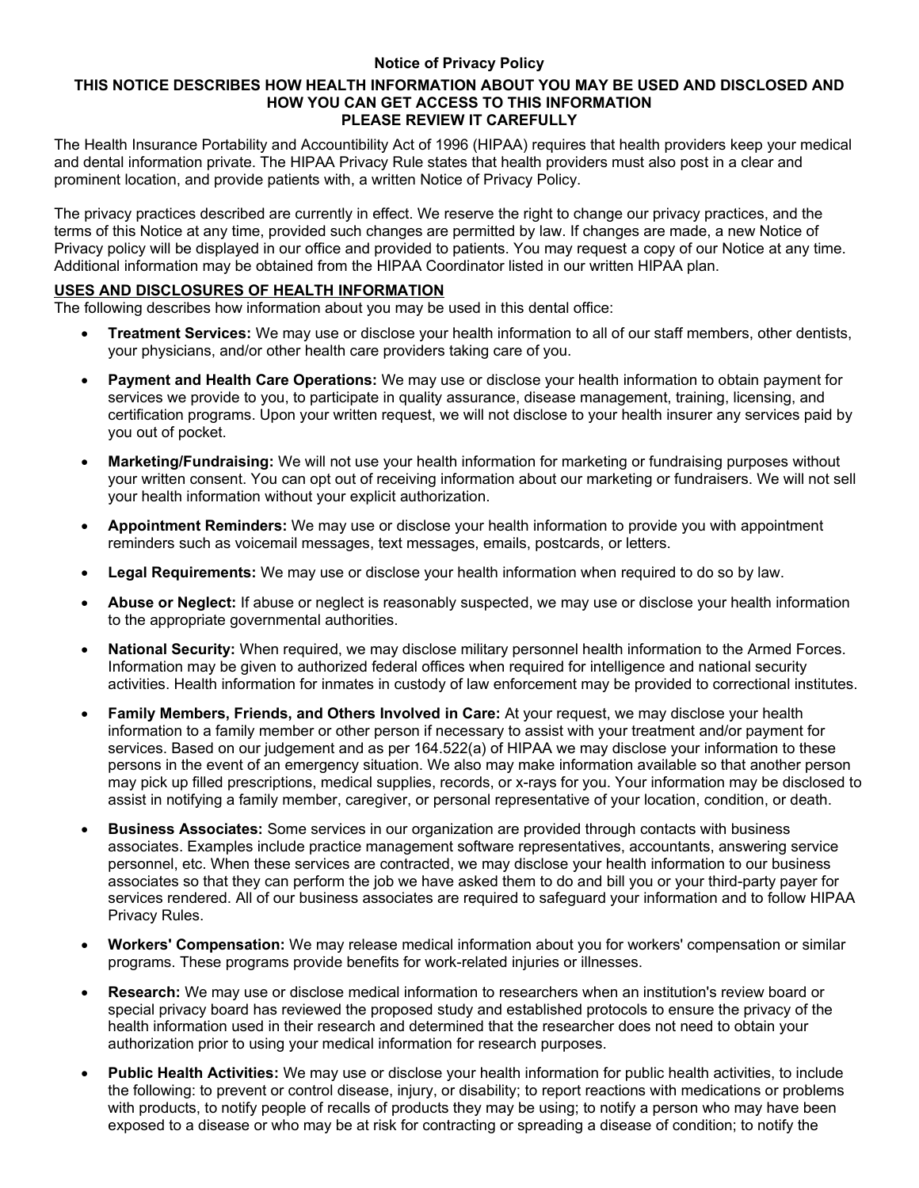**Notice of Privacy Policy**

**THIS NOTICE DESCRIBES HOW HEALTH INFORMATION ABOUT YOU MAY BE USED AND DISCLOSED AND HOW YOU CAN GET ACCESS TO THIS INFORMATION PLEASE REVIEW IT CAREFULLY**

The Health Insurance Portability and Accountibility Act of 1996 (HIPAA) requires that health providers keep your medical and dental information private. The HIPAA Privacy Rule states that health providers must also post in a clear and prominent location, and provide patients with, a written Notice of Privacy Policy.

The privacy practices described are currently in effect. We reserve the right to change our privacy practices, and the terms of this Notice at any time, provided such changes are permitted by law. If changes are made, a new Notice of Privacy policy will be displayed in our office and provided to patients. You may request a copy of our Notice at any time. Additional information may be obtained from the HIPAA Coordinator listed in our written HIPAA plan.

**USES AND DISCLOSURES OF HEALTH INFORMATION**

The following describes how information about you may be used in this dental office:

- **Treatment Services:** We may use or disclose your health information to all of our staff members, other dentists, your physicians, and/or other health care providers taking care of you.
- **Payment and Health Care Operations:** We may use or disclose your health information to obtain payment for services we provide to you, to participate in quality assurance, disease management, training, licensing, and certification programs. Upon your written request, we will not disclose to your health insurer any services paid by you out of pocket.
- **Marketing/Fundraising:** We will not use your health information for marketing or fundraising purposes without your written consent. You can opt out of receiving information about our marketing or fundraisers. We will not sell your health information without your explicit authorization.
- **Appointment Reminders:** We may use or disclose your health information to provide you with appointment reminders such as voicemail messages, text messages, emails, postcards, or letters.
- **Legal Requirements:** We may use or disclose your health information when required to do so by law.
- **Abuse or Neglect:** If abuse or neglect is reasonably suspected, we may use or disclose your health information to the appropriate governmental authorities.
- **National Security:** When required, we may disclose military personnel health information to the Armed Forces. Information may be given to authorized federal offices when required for intelligence and national security activities. Health information for inmates in custody of law enforcement may be provided to correctional institutes.
- **Family Members, Friends, and Others Involved in Care:** At your request, we may disclose your health information to a family member or other person if necessary to assist with your treatment and/or payment for services. Based on our judgement and as per 164.522(a) of HIPAA we may disclose your information to these persons in the event of an emergency situation. We also may make information available so that another person may pick up filled prescriptions, medical supplies, records, or x-rays for you. Your information may be disclosed to assist in notifying a family member, caregiver, or personal representative of your location, condition, or death.
- **Business Associates:** Some services in our organization are provided through contacts with business associates. Examples include practice management software representatives, accountants, answering service personnel, etc. When these services are contracted, we may disclose your health information to our business associates so that they can perform the job we have asked them to do and bill you or your third-party payer for services rendered. All of our business associates are required to safeguard your information and to follow HIPAA Privacy Rules.
- **Workers' Compensation:** We may release medical information about you for workers' compensation or similar programs. These programs provide benefits for work-related injuries or illnesses.
- **Research:** We may use or disclose medical information to researchers when an institution's review board or special privacy board has reviewed the proposed study and established protocols to ensure the privacy of the health information used in their research and determined that the researcher does not need to obtain your authorization prior to using your medical information for research purposes.
- **Public Health Activities:** We may use or disclose your health information for public health activities, to include the following: to prevent or control disease, injury, or disability; to report reactions with medications or problems with products, to notify people of recalls of products they may be using; to notify a person who may have been exposed to a disease or who may be at risk for contracting or spreading a disease of condition; to notify the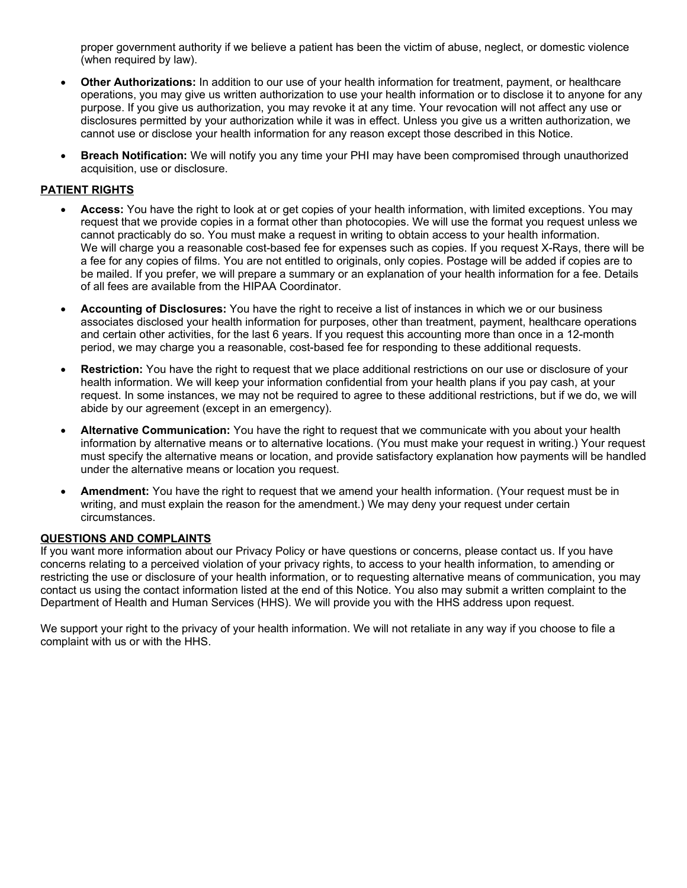proper government authority if we believe a patient has been the victim of abuse, neglect, or domestic violence (when required by law).

- **Other Authorizations:** In addition to our use of your health information for treatment, payment, or healthcare operations, you may give us written authorization to use your health information or to disclose it to anyone for any purpose. If you give us authorization, you may revoke it at any time. Your revocation will not affect any use or disclosures permitted by your authorization while it was in effect. Unless you give us a written authorization, we cannot use or disclose your health information for any reason except those described in this Notice.
- **Breach Notification:** We will notify you any time your PHI may have been compromised through unauthorized acquisition, use or disclosure.

**PATIENT RIGHTS**

- **Access:** You have the right to look at or get copies of your health information, with limited exceptions. You may request that we provide copies in a format other than photocopies. We will use the format you request unless we cannot practicably do so. You must make a request in writing to obtain access to your health information. We will charge you a reasonable cost-based fee for expenses such as copies. If you request X-Rays, there will be a fee for any copies of films. You are not entitled to originals, only copies. Postage will be added if copies are to be mailed. If you prefer, we will prepare a summary or an explanation of your health information for a fee. Details of all fees are available from the HIPAA Coordinator.
- **Accounting of Disclosures:** You have the right to receive a list of instances in which we or our business associates disclosed your health information for purposes, other than treatment, payment, healthcare operations and certain other activities, for the last 6 years. If you request this accounting more than once in a 12-month period, we may charge you a reasonable, cost-based fee for responding to these additional requests.
- **Restriction:** You have the right to request that we place additional restrictions on our use or disclosure of your health information. We will keep your information confidential from your health plans if you pay cash, at your request. In some instances, we may not be required to agree to these additional restrictions, but if we do, we will abide by our agreement (except in an emergency).
- **Alternative Communication:** You have the right to request that we communicate with you about your health information by alternative means or to alternative locations. (You must make your request in writing.) Your request must specify the alternative means or location, and provide satisfactory explanation how payments will be handled under the alternative means or location you request.
- **Amendment:** You have the right to request that we amend your health information. (Your request must be in writing, and must explain the reason for the amendment.) We may deny your request under certain circumstances.

**QUESTIONS AND COMPLAINTS**

If you want more information about our Privacy Policy or have questions or concerns, please contact us. If you have concerns relating to a perceived violation of your privacy rights, to access to your health information, to amending or restricting the use or disclosure of your health information, or to requesting alternative means of communication, you may contact us using the contact information listed at the end of this Notice. You also may submit a written complaint to the Department of Health and Human Services (HHS). We will provide you with the HHS address upon request.

We support your right to the privacy of your health information. We will not retaliate in any way if you choose to file a complaint with us or with the HHS.